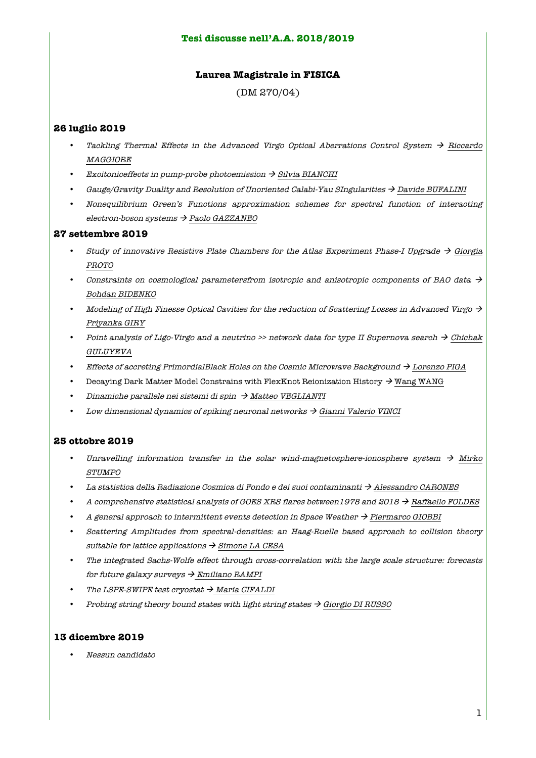# Tesi discusse nell'A.A. 2018/2019

## Laurea Magistrale in FISICA

(DM 270/04)

### 26 luglio 2019

- *Tackling Thermal Effects in the Advanced Virgo Optical Aberrations Control System* → Riccardo MAGGIORE
- *Excitoniceffects in pump-probe photoemission* → Silvia BIANCHI
- *Gauge/Gravity Duality and Resolution of Unoriented Calabi-Yau SIngularities* → Davide BUFALINI
- *Nonequilibrium Green's Functions approximation schemes for spectral function of interacting electron-boson systems* → Paolo GAZZANEO

### 27 settembre 2019

- *Study of innovative Resistive Plate Chambers for the Atlas Experiment Phase-I Upgrade* → Giorgia PROTO
- *Constraints on cosmological parametersfrom isotropic and anisotropic components of BAO data* → Bohdan BIDENKO
- *Modeling of High Finesse Optical Cavities for the reduction of Scattering Losses in Advanced Virgo* → Priyanka GIRY
- *Point analysis of Ligo-Virgo and a neutrino >> network data for type II Supernova search* → Chichak GULUYEVA
- *Effects of accreting PrimordialBlack Holes on the Cosmic Microwave Background* → Lorenzo PIGA
- Decaying Dark Matter Model Constrains with FlexKnot Reionization History → Wang WANG
- *Dinamiche parallele nei sistemi di spin* → Matteo VEGLIANTI
- *Low dimensional dynamics of spiking neuronal networks* → Gianni Valerio VINCI

### 25 ottobre 2019

- *Unravelling information transfer in the solar wind-magnetosphere-ionosphere system* → Mirko STUMPO
- *La statistica della Radiazione Cosmica di Fondo e dei suoi contaminanti* → Alessandro CARONES
- *A comprehensive statistical analysis of GOES XRS flares between1978 and 2018* → Raffaello FOLDES
- *A general approach to intermittent events detection in Space Weather* → Piermarco GIOBBI
- *Scattering Amplitudes from spectral-densities: an Haag-Ruelle based approach to collision theory suitable for lattice applications* → Simone LA CESA
- *The integrated Sachs-Wolfe effect through cross-correlation with the large scale structure: forecasts for future galaxy surveys* → Emiliano RAMPI
- *The LSPE-SWIPE test cryostat* → Maria CIFALDI
- *Probing string theory bound states with light string states* → Giorgio DI RUSSO

### 13 dicembre 2019

- *Nessun candidato*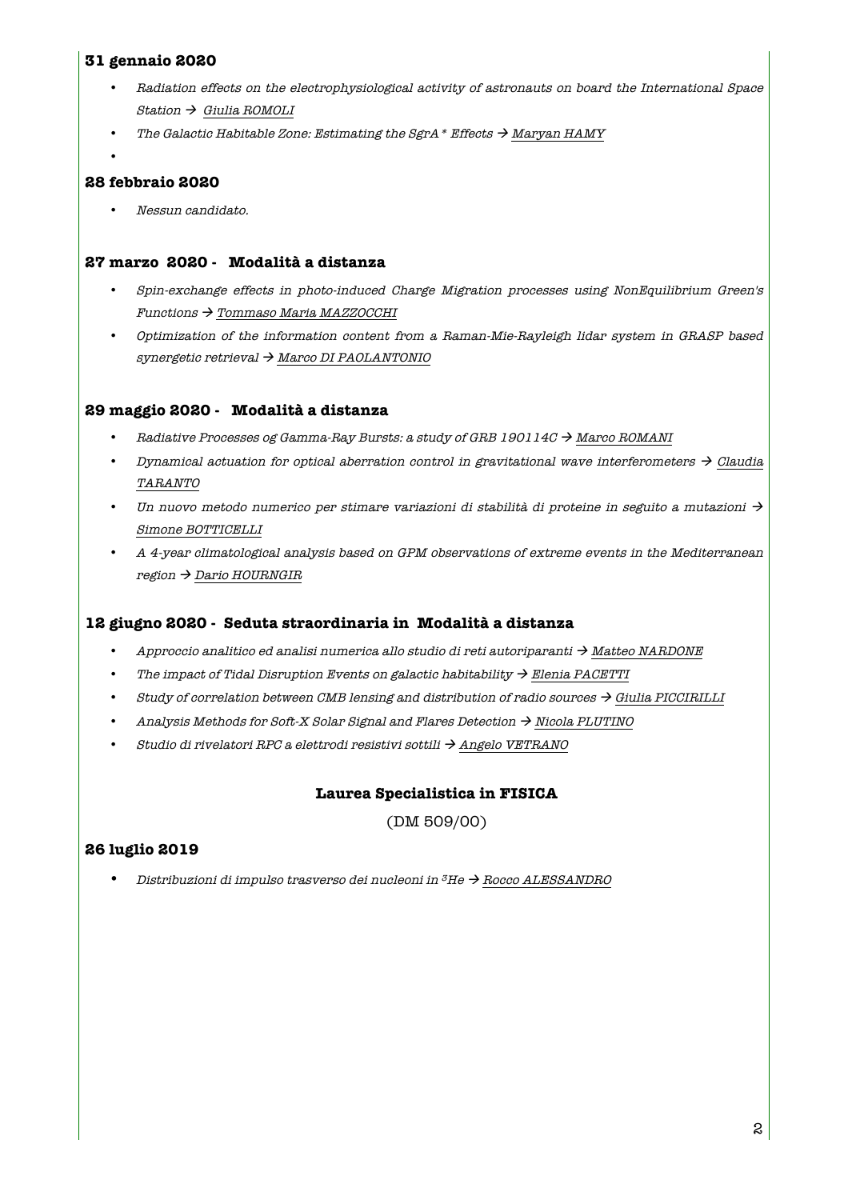### 31 gennaio 2020

- *Radiation effects on the electrophysiological activity of astronauts on board the International Space Station → Giulia ROMOLI*
- *The Galactic Habitable Zone: Estimating the SgrA\* Effects → Maryan HAMY*
-

### 28 febbraio 2020

- *Nessun candidato.*

### 27 marzo 2020 - Modalità a distanza

- *Spin-exchange effects in photo-induced Charge Migration processes using NonEquilibrium Green's Functions → Tommaso Maria MAZZOCCHI*
- *Optimization of the information content from a Raman-Mie-Rayleigh lidar system in GRASP based synergetic retrieval → Marco DI PAOLANTONIO*

### 29 maggio 2020 - Modalità a distanza

- *Radiative Processes og Gamma-Ray Bursts: a study of GRB 190114C → Marco ROMANI*
- *Dynamical actuation for optical aberration control in gravitational wave interferometers → Claudia TARANTO*
- *Un nuovo metodo numerico per stimare variazioni di stabilità di proteine in seguito a mutazioni → Simone BOTTICELLI*
- *A 4-year climatological analysis based on GPM observations of extreme events in the Mediterranean region → Dario HOURNGIR*

### 12 giugno 2020 - Seduta straordinaria in Modalità a distanza

- *Approccio analitico ed analisi numerica allo studio di reti autoriparanti → Matteo NARDONE*
- *The impact of Tidal Disruption Events on galactic habitability → Elenia PACETTI*
- *Study of correlation between CMB lensing and distribution of radio sources → Giulia PICCIRILLI*
- *Analysis Methods for Soft-X Solar Signal and Flares Detection → Nicola PLUTINO*
- *Studio di rivelatori RPC a elettrodi resistivi sottili → Angelo VETRANO*

## Laurea Specialistica in FISICA

(DM 509/00)

### 26 luglio 2019

- *Distribuzioni di impulso trasverso dei nucleoni in $^3He$ → Rocco ALESSANDRO*